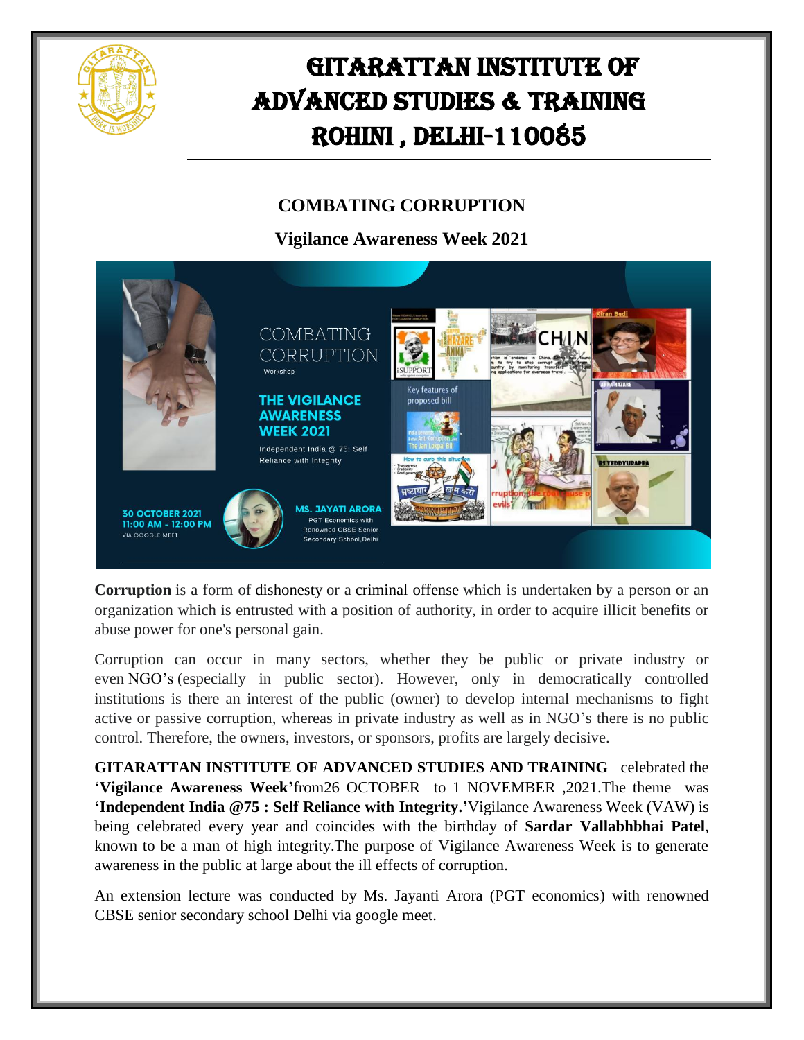# GITARATTAN INSTITUTE OF ADVANCED STUDIES & TRAINING ROHINI , DELHI-110085

## COMBATING CORRUPTION

### Vigilance Awareness Week 2021

**Corruption** is a form of dishonesty or a criminal offense which is undertaken by a person or an organization which is entrusted with a position of authority, in order to acquire illicit benefits or abuse power for one's personal gain.

Corruption can occur in many sectors, whether they be public or private industry or even NGO's (especially in public sector). However, only in democratically controlled institutions is there an interest of the public (owner) to develop internal mechanisms to fight active or passive corruption, whereas in private industry as well as in NGO's there is no public control. Therefore, the owners, investors, or sponsors, profits are largely decisive.

**GITARATTAN INSTITUTE OF ADVANCED STUDIES AND TRAINING** celebrated the '**Vigilance Awareness Week'**from26 OCTOBER to 1 NOVEMBER ,2021.The theme was **'Independent India @75 : Self Reliance with Integrity.'**Vigilance Awareness Week (VAW) is being celebrated every year and coincides with the birthday of **Sardar Vallabhbhai Patel**, known to be a man of high integrity.The purpose of Vigilance Awareness Week is to generate awareness in the public at large about the ill effects of corruption.

An extension lecture was conducted by Ms. Jayanti Arora (PGT economics) with renowned CBSE senior secondary school Delhi via google meet.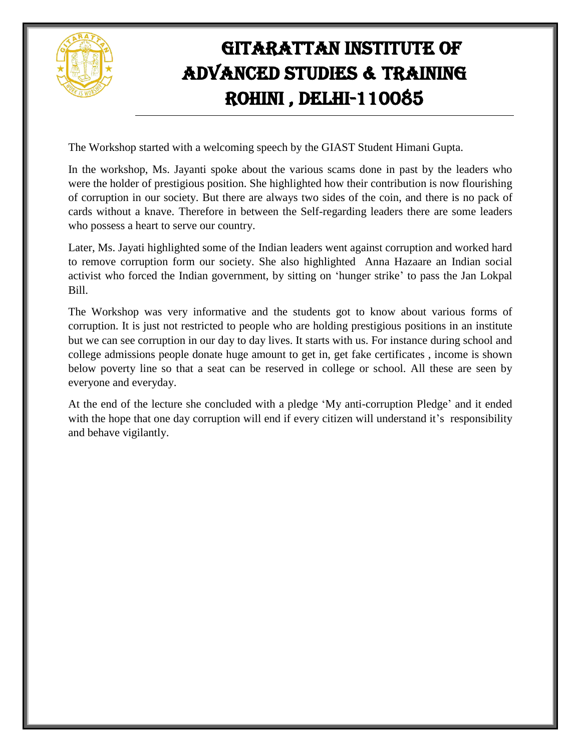# GITARATTAN INSTITUTE OF ADVANCED STUDIES & TRAINING ROHINI , DELHI-110085

The Workshop started with a welcoming speech by the GIAST Student Himani Gupta.

In the workshop, Ms. Jayanti spoke about the various scams done in past by the leaders who were the holder of prestigious position. She highlighted how their contribution is now flourishing of corruption in our society. But there are always two sides of the coin, and there is no pack of cards without a knave. Therefore in between the Self-regarding leaders there are some leaders who possess a heart to serve our country.

Later, Ms. Jayati highlighted some of the Indian leaders went against corruption and worked hard to remove corruption form our society. She also highlighted Anna Hazaare an Indian social activist who forced the Indian government, by sitting on 'hunger strike' to pass the Jan Lokpal Bill.

The Workshop was very informative and the students got to know about various forms of corruption. It is just not restricted to people who are holding prestigious positions in an institute but we can see corruption in our day to day lives. It starts with us. For instance during school and college admissions people donate huge amount to get in, get fake certificates , income is shown below poverty line so that a seat can be reserved in college or school. All these are seen by everyone and everyday.

At the end of the lecture she concluded with a pledge 'My anti-corruption Pledge' and it ended with the hope that one day corruption will end if every citizen will understand it's responsibility and behave vigilantly.